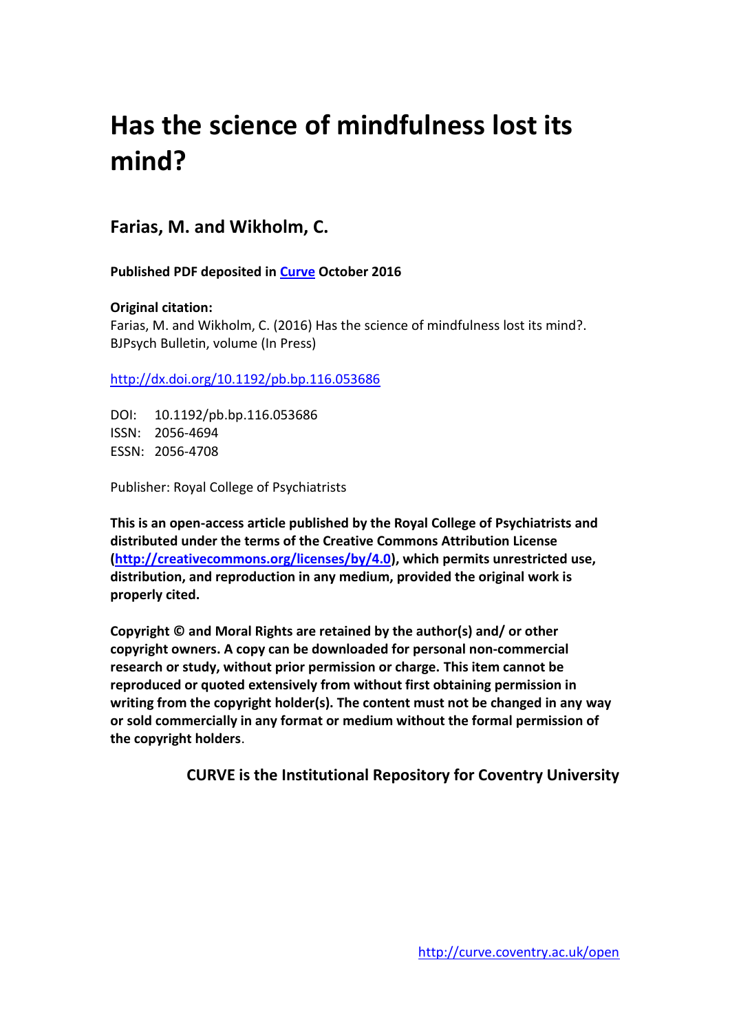# Has the science of mindfulness lost its mind?

## Farias, M. and Wikholm, C.

**Published PDF deposited in [Curve](http://curve.coventry.ac.uk/open) October 2016**

**Original citation:**
Farias, M. and Wikholm, C. (2016) Has the science of mindfulness lost its mind?. BJPsych Bulletin, volume (In Press)

[http://dx.doi.org/10.1192/pb.bp.116.053686](http://dx.doi.org/10.1192/pb.bp.116.053686)

DOI: 10.1192/pb.bp.116.053686
ISSN: 2056-4694
ESSN: 2056-4708

Publisher: Royal College of Psychiatrists

**This is an open-access article published by the Royal College of Psychiatrists and distributed under the terms of the Creative Commons Attribution License ([http://creativecommons.org/licenses/by/4.0](http://creativecommons.org/licenses/by/4.0)), which permits unrestricted use, distribution, and reproduction in any medium, provided the original work is properly cited.**

**Copyright © and Moral Rights are retained by the author(s) and/ or other copyright owners. A copy can be downloaded for personal non-commercial research or study, without prior permission or charge. This item cannot be reproduced or quoted extensively from without first obtaining permission in writing from the copyright holder(s). The content must not be changed in any way or sold commercially in any format or medium without the formal permission of the copyright holders**.

**CURVE is the Institutional Repository for Coventry University**

[http://curve.coventry.ac.uk/open](http://curve.coventry.ac.uk/open)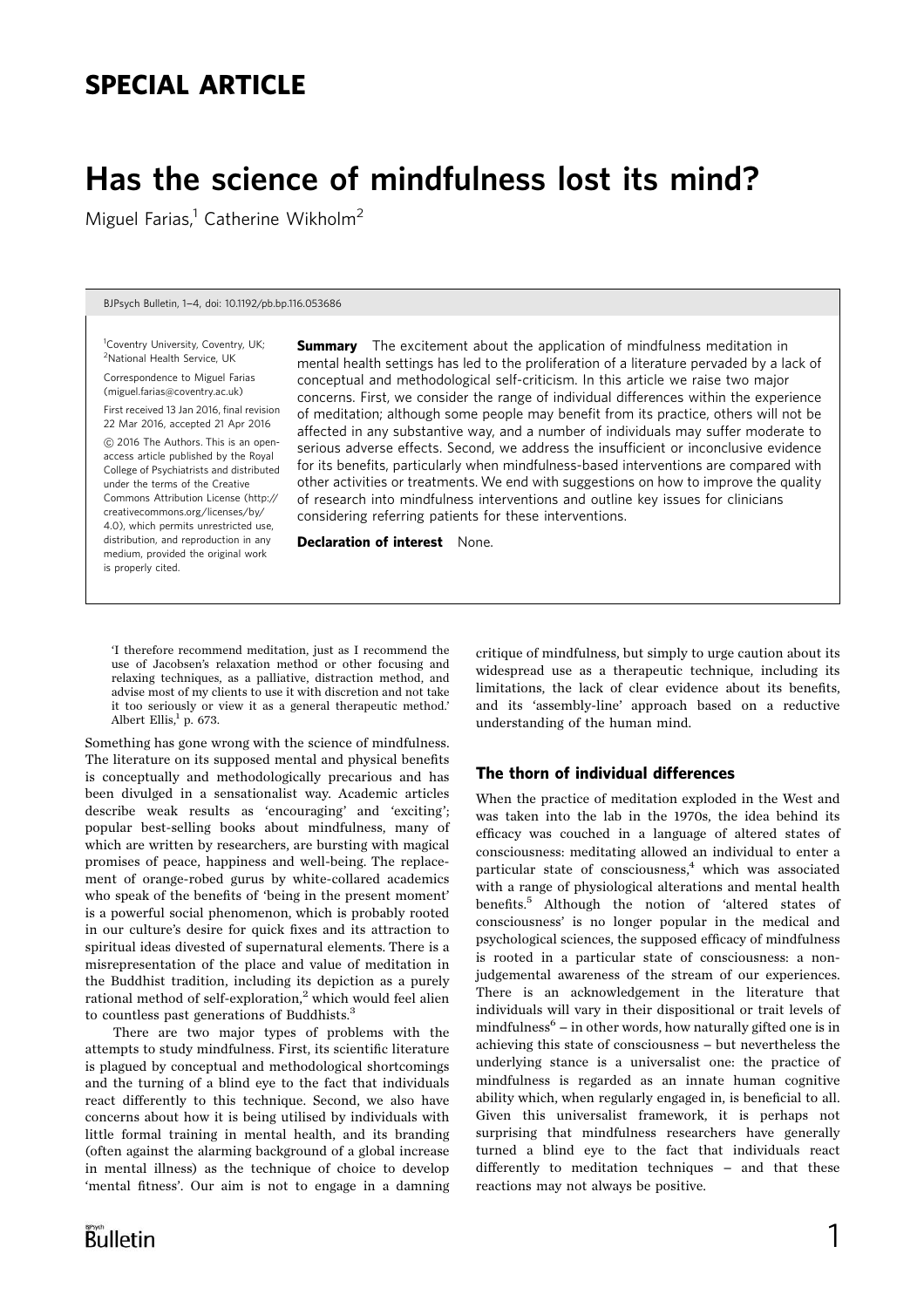## SPECIAL ARTICLE

# Has the science of mindfulness lost its mind?

Miguel Farias,[1] Catherine Wikholm[2]

[1]Coventry University, Coventry, UK; [2]National Health Service, UK

Correspondence to Miguel Farias (miguel.farias@coventry.ac.uk)

First received 13 Jan 2016, final revision 22 Mar 2016, accepted 21 Apr 2016

© 2016 The Authors. This is an open-access article published by the Royal College of Psychiatrists and distributed under the terms of the Creative Commons Attribution License (http://creativecommons.org/licenses/by/4.0), which permits unrestricted use, distribution, and reproduction in any medium, provided the original work is properly cited.

**Summary** The excitement about the application of mindfulness meditation in mental health settings has led to the proliferation of a literature pervaded by a lack of conceptual and methodological self-criticism. In this article we raise two major concerns. First, we consider the range of individual differences within the experience of meditation; although some people may benefit from its practice, others will not be affected in any substantive way, and a number of individuals may suffer moderate to serious adverse effects. Second, we address the insufficient or inconclusive evidence for its benefits, particularly when mindfulness-based interventions are compared with other activities or treatments. We end with suggestions on how to improve the quality of research into mindfulness interventions and outline key issues for clinicians considering referring patients for these interventions.

**Declaration of interest** None.

> 'I therefore recommend meditation, just as I recommend the use of Jacobsen's relaxation method or other focusing and relaxing techniques, as a palliative, distraction method, and advise most of my clients to use it with discretion and not take it too seriously or view it as a general therapeutic method.' Albert Ellis,[1] p. 673.

Something has gone wrong with the science of mindfulness. The literature on its supposed mental and physical benefits is conceptually and methodologically precarious and has been divulged in a sensationalist way. Academic articles describe weak results as 'encouraging' and 'exciting'; popular best-selling books about mindfulness, many of which are written by researchers, are bursting with magical promises of peace, happiness and well-being. The replacement of orange-robed gurus by white-collared academics who speak of the benefits of 'being in the present moment' is a powerful social phenomenon, which is probably rooted in our culture's desire for quick fixes and its attraction to spiritual ideas divested of supernatural elements. There is a misrepresentation of the place and value of meditation in the Buddhist tradition, including its depiction as a purely rational method of self-exploration,[2] which would feel alien to countless past generations of Buddhists.[3]

There are two major types of problems with the attempts to study mindfulness. First, its scientific literature is plagued by conceptual and methodological shortcomings and the turning of a blind eye to the fact that individuals react differently to this technique. Second, we also have concerns about how it is being utilised by individuals with little formal training in mental health, and its branding (often against the alarming background of a global increase in mental illness) as the technique of choice to develop 'mental fitness'. Our aim is not to engage in a damning critique of mindfulness, but simply to urge caution about its widespread use as a therapeutic technique, including its limitations, the lack of clear evidence about its benefits, and its 'assembly-line' approach based on a reductive understanding of the human mind.

### The thorn of individual differences

When the practice of meditation exploded in the West and was taken into the lab in the 1970s, the idea behind its efficacy was couched in a language of altered states of consciousness: meditating allowed an individual to enter a particular state of consciousness,[4] which was associated with a range of physiological alterations and mental health benefits.[5] Although the notion of 'altered states of consciousness' is no longer popular in the medical and psychological sciences, the supposed efficacy of mindfulness is rooted in a particular state of consciousness: a non-judgemental awareness of the stream of our experiences. There is an acknowledgement in the literature that individuals will vary in their dispositional or trait levels of mindfulness[6] – in other words, how naturally gifted one is in achieving this state of consciousness – but nevertheless the underlying stance is a universalist one: the practice of mindfulness is regarded as an innate human cognitive ability which, when regularly engaged in, is beneficial to all. Given this universalist framework, it is perhaps not surprising that mindfulness researchers have generally turned a blind eye to the fact that individuals react differently to meditation techniques – and that these reactions may not always be positive.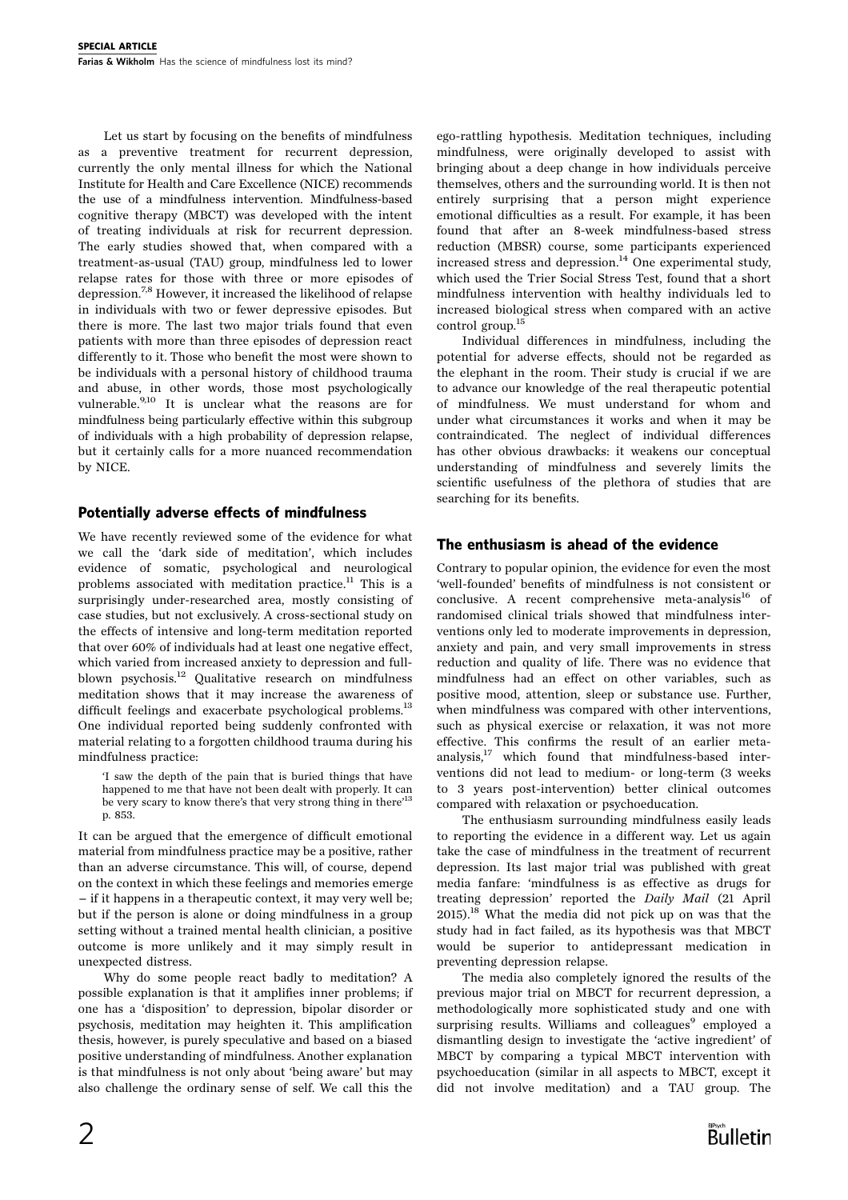Let us start by focusing on the benefits of mindfulness as a preventive treatment for recurrent depression, currently the only mental illness for which the National Institute for Health and Care Excellence (NICE) recommends the use of a mindfulness intervention. Mindfulness-based cognitive therapy (MBCT) was developed with the intent of treating individuals at risk for recurrent depression. The early studies showed that, when compared with a treatment-as-usual (TAU) group, mindfulness led to lower relapse rates for those with three or more episodes of depression.[7,8] However, it increased the likelihood of relapse in individuals with two or fewer depressive episodes. But there is more. The last two major trials found that even patients with more than three episodes of depression react differently to it. Those who benefit the most were shown to be individuals with a personal history of childhood trauma and abuse, in other words, those most psychologically vulnerable.[9,10] It is unclear what the reasons are for mindfulness being particularly effective within this subgroup of individuals with a high probability of depression relapse, but it certainly calls for a more nuanced recommendation by NICE.

## Potentially adverse effects of mindfulness

We have recently reviewed some of the evidence for what we call the 'dark side of meditation', which includes evidence of somatic, psychological and neurological problems associated with meditation practice.[11] This is a surprisingly under-researched area, mostly consisting of case studies, but not exclusively. A cross-sectional study on the effects of intensive and long-term meditation reported that over 60% of individuals had at least one negative effect, which varied from increased anxiety to depression and full-blown psychosis.[12] Qualitative research on mindfulness meditation shows that it may increase the awareness of difficult feelings and exacerbate psychological problems.[13] One individual reported being suddenly confronted with material relating to a forgotten childhood trauma during his mindfulness practice:

> 'I saw the depth of the pain that is buried things that have happened to me that have not been dealt with properly. It can be very scary to know there's that very strong thing in there'[13] p. 853.

It can be argued that the emergence of difficult emotional material from mindfulness practice may be a positive, rather than an adverse circumstance. This will, of course, depend on the context in which these feelings and memories emerge – if it happens in a therapeutic context, it may very well be; but if the person is alone or doing mindfulness in a group setting without a trained mental health clinician, a positive outcome is more unlikely and it may simply result in unexpected distress.

Why do some people react badly to meditation? A possible explanation is that it amplifies inner problems; if one has a 'disposition' to depression, bipolar disorder or psychosis, meditation may heighten it. This amplification thesis, however, is purely speculative and based on a biased positive understanding of mindfulness. Another explanation is that mindfulness is not only about 'being aware' but may also challenge the ordinary sense of self. We call this the ego-rattling hypothesis. Meditation techniques, including mindfulness, were originally developed to assist with bringing about a deep change in how individuals perceive themselves, others and the surrounding world. It is then not entirely surprising that a person might experience emotional difficulties as a result. For example, it has been found that after an 8-week mindfulness-based stress reduction (MBSR) course, some participants experienced increased stress and depression.[14] One experimental study, which used the Trier Social Stress Test, found that a short mindfulness intervention with healthy individuals led to increased biological stress when compared with an active control group.[15]

Individual differences in mindfulness, including the potential for adverse effects, should not be regarded as the elephant in the room. Their study is crucial if we are to advance our knowledge of the real therapeutic potential of mindfulness. We must understand for whom and under what circumstances it works and when it may be contraindicated. The neglect of individual differences has other obvious drawbacks: it weakens our conceptual understanding of mindfulness and severely limits the scientific usefulness of the plethora of studies that are searching for its benefits.

## The enthusiasm is ahead of the evidence

Contrary to popular opinion, the evidence for even the most 'well-founded' benefits of mindfulness is not consistent or conclusive. A recent comprehensive meta-analysis[16] of randomised clinical trials showed that mindfulness interventions only led to moderate improvements in depression, anxiety and pain, and very small improvements in stress reduction and quality of life. There was no evidence that mindfulness had an effect on other variables, such as positive mood, attention, sleep or substance use. Further, when mindfulness was compared with other interventions, such as physical exercise or relaxation, it was not more effective. This confirms the result of an earlier meta-analysis,[17] which found that mindfulness-based interventions did not lead to medium- or long-term (3 weeks to 3 years post-intervention) better clinical outcomes compared with relaxation or psychoeducation.

The enthusiasm surrounding mindfulness easily leads to reporting the evidence in a different way. Let us again take the case of mindfulness in the treatment of recurrent depression. Its last major trial was published with great media fanfare: 'mindfulness is as effective as drugs for treating depression' reported the *Daily Mail* (21 April 2015).[18] What the media did not pick up on was that the study had in fact failed, as its hypothesis was that MBCT would be superior to antidepressant medication in preventing depression relapse.

The media also completely ignored the results of the previous major trial on MBCT for recurrent depression, a methodologically more sophisticated study and one with surprising results. Williams and colleagues[9] employed a dismantling design to investigate the 'active ingredient' of MBCT by comparing a typical MBCT intervention with psychoeducation (similar in all aspects to MBCT, except it did not involve meditation) and a TAU group. The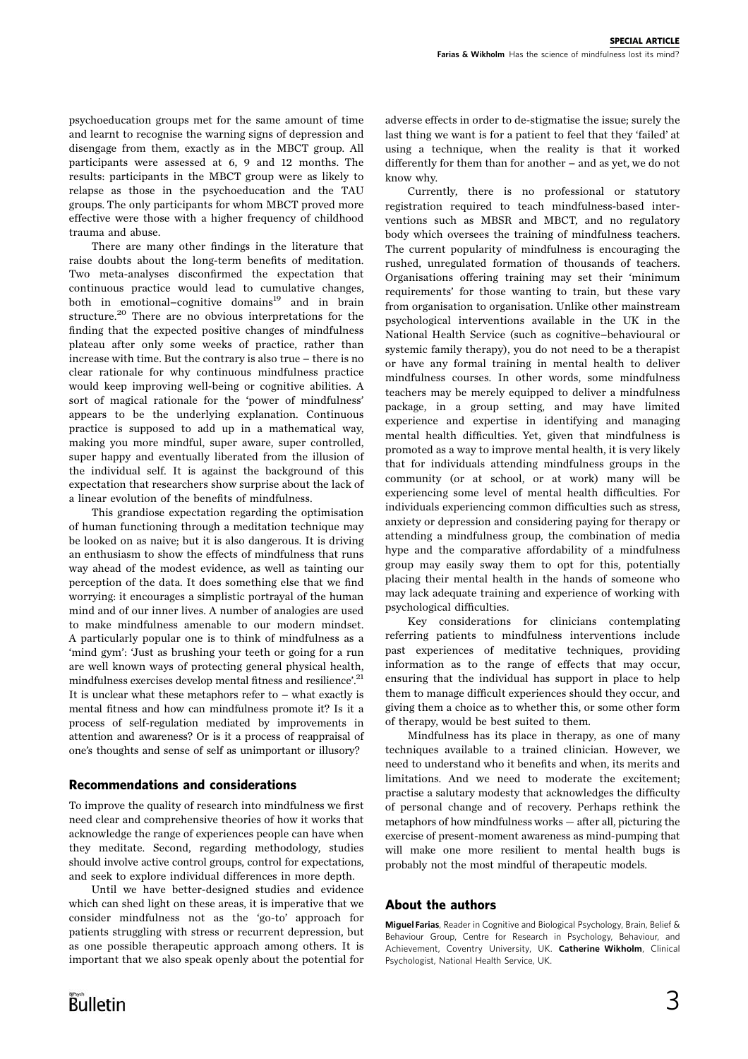psychoeducation groups met for the same amount of time and learnt to recognise the warning signs of depression and disengage from them, exactly as in the MBCT group. All participants were assessed at 6, 9 and 12 months. The results: participants in the MBCT group were as likely to relapse as those in the psychoeducation and the TAU groups. The only participants for whom MBCT proved more effective were those with a higher frequency of childhood trauma and abuse.

There are many other findings in the literature that raise doubts about the long-term benefits of meditation. Two meta-analyses disconfirmed the expectation that continuous practice would lead to cumulative changes, both in emotional–cognitive domains[19] and in brain structure.[20] There are no obvious interpretations for the finding that the expected positive changes of mindfulness plateau after only some weeks of practice, rather than increase with time. But the contrary is also true – there is no clear rationale for why continuous mindfulness practice would keep improving well-being or cognitive abilities. A sort of magical rationale for the 'power of mindfulness' appears to be the underlying explanation. Continuous practice is supposed to add up in a mathematical way, making you more mindful, super aware, super controlled, super happy and eventually liberated from the illusion of the individual self. It is against the background of this expectation that researchers show surprise about the lack of a linear evolution of the benefits of mindfulness.

This grandiose expectation regarding the optimisation of human functioning through a meditation technique may be looked on as naive; but it is also dangerous. It is driving an enthusiasm to show the effects of mindfulness that runs way ahead of the modest evidence, as well as tainting our perception of the data. It does something else that we find worrying: it encourages a simplistic portrayal of the human mind and of our inner lives. A number of analogies are used to make mindfulness amenable to our modern mindset. A particularly popular one is to think of mindfulness as a 'mind gym': 'Just as brushing your teeth or going for a run are well known ways of protecting general physical health, mindfulness exercises develop mental fitness and resilience'.[21] It is unclear what these metaphors refer to – what exactly is mental fitness and how can mindfulness promote it? Is it a process of self-regulation mediated by improvements in attention and awareness? Or is it a process of reappraisal of one's thoughts and sense of self as unimportant or illusory?

## Recommendations and considerations

To improve the quality of research into mindfulness we first need clear and comprehensive theories of how it works that acknowledge the range of experiences people can have when they meditate. Second, regarding methodology, studies should involve active control groups, control for expectations, and seek to explore individual differences in more depth.

Until we have better-designed studies and evidence which can shed light on these areas, it is imperative that we consider mindfulness not as the 'go-to' approach for patients struggling with stress or recurrent depression, but as one possible therapeutic approach among others. It is important that we also speak openly about the potential for adverse effects in order to de-stigmatise the issue; surely the last thing we want is for a patient to feel that they 'failed' at using a technique, when the reality is that it worked differently for them than for another – and as yet, we do not know why.

Currently, there is no professional or statutory registration required to teach mindfulness-based interventions such as MBSR and MBCT, and no regulatory body which oversees the training of mindfulness teachers. The current popularity of mindfulness is encouraging the rushed, unregulated formation of thousands of teachers. Organisations offering training may set their 'minimum requirements' for those wanting to train, but these vary from organisation to organisation. Unlike other mainstream psychological interventions available in the UK in the National Health Service (such as cognitive–behavioural or systemic family therapy), you do not need to be a therapist or have any formal training in mental health to deliver mindfulness courses. In other words, some mindfulness teachers may be merely equipped to deliver a mindfulness package, in a group setting, and may have limited experience and expertise in identifying and managing mental health difficulties. Yet, given that mindfulness is promoted as a way to improve mental health, it is very likely that for individuals attending mindfulness groups in the community (or at school, or at work) many will be experiencing some level of mental health difficulties. For individuals experiencing common difficulties such as stress, anxiety or depression and considering paying for therapy or attending a mindfulness group, the combination of media hype and the comparative affordability of a mindfulness group may easily sway them to opt for this, potentially placing their mental health in the hands of someone who may lack adequate training and experience of working with psychological difficulties.

Key considerations for clinicians contemplating referring patients to mindfulness interventions include past experiences of meditative techniques, providing information as to the range of effects that may occur, ensuring that the individual has support in place to help them to manage difficult experiences should they occur, and giving them a choice as to whether this, or some other form of therapy, would be best suited to them.

Mindfulness has its place in therapy, as one of many techniques available to a trained clinician. However, we need to understand who it benefits and when, its merits and limitations. And we need to moderate the excitement; practise a salutary modesty that acknowledges the difficulty of personal change and of recovery. Perhaps rethink the metaphors of how mindfulness works — after all, picturing the exercise of present-moment awareness as mind-pumping that will make one more resilient to mental health bugs is probably not the most mindful of therapeutic models.

## About the authors

**Miguel Farias**, Reader in Cognitive and Biological Psychology, Brain, Belief & Behaviour Group, Centre for Research in Psychology, Behaviour, and Achievement, Coventry University, UK. **Catherine Wikholm**, Clinical Psychologist, National Health Service, UK.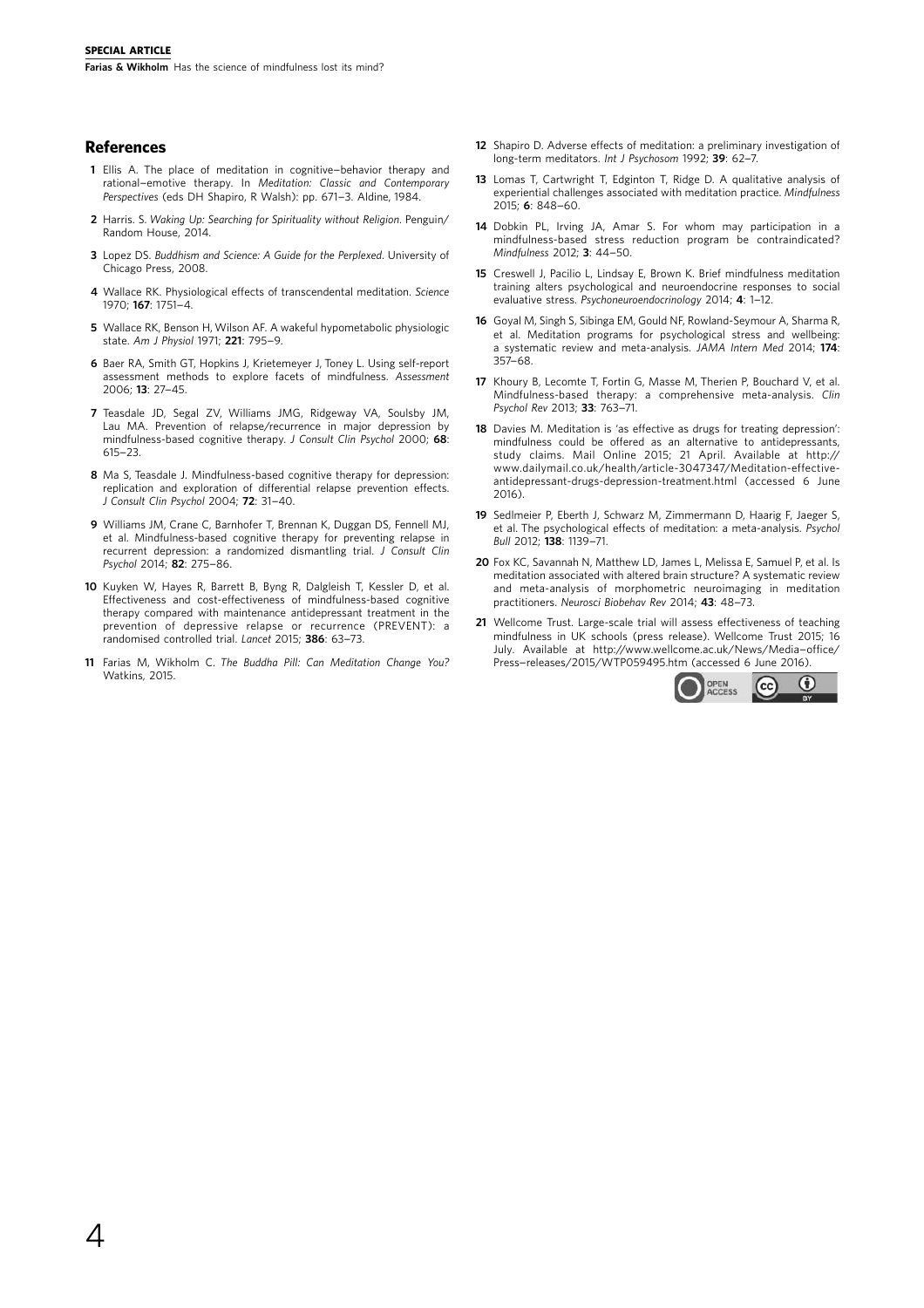## References

1 Ellis A. The place of meditation in cognitive–behavior therapy and rational–emotive therapy. In *Meditation: Classic and Contemporary Perspectives* (eds DH Shapiro, R Walsh): pp. 671–3. Aldine, 1984.

2 Harris. S. *Waking Up: Searching for Spirituality without Religion*. Penguin/Random House, 2014.

3 Lopez DS. *Buddhism and Science: A Guide for the Perplexed*. University of Chicago Press, 2008.

4 Wallace RK. Physiological effects of transcendental meditation. *Science* 1970; **167**: 1751–4.

5 Wallace RK, Benson H, Wilson AF. A wakeful hypometabolic physiologic state. *Am J Physiol* 1971; **221**: 795–9.

6 Baer RA, Smith GT, Hopkins J, Krietemeyer J, Toney L. Using self-report assessment methods to explore facets of mindfulness. *Assessment* 2006; **13**: 27–45.

7 Teasdale JD, Segal ZV, Williams JMG, Ridgeway VA, Soulsby JM, Lau MA. Prevention of relapse/recurrence in major depression by mindfulness-based cognitive therapy. *J Consult Clin Psychol* 2000; **68**: 615–23.

8 Ma S, Teasdale J. Mindfulness-based cognitive therapy for depression: replication and exploration of differential relapse prevention effects. *J Consult Clin Psychol* 2004; **72**: 31–40.

9 Williams JM, Crane C, Barnhofer T, Brennan K, Duggan DS, Fennell MJ, et al. Mindfulness-based cognitive therapy for preventing relapse in recurrent depression: a randomized dismantling trial. *J Consult Clin Psychol* 2014; **82**: 275–86.

10 Kuyken W, Hayes R, Barrett B, Byng R, Dalgleish T, Kessler D, et al. Effectiveness and cost-effectiveness of mindfulness-based cognitive therapy compared with maintenance antidepressant treatment in the prevention of depressive relapse or recurrence (PREVENT): a randomised controlled trial. *Lancet* 2015; **386**: 63–73.

11 Farias M, Wikholm C. *The Buddha Pill: Can Meditation Change You?* Watkins, 2015.

12 Shapiro D. Adverse effects of meditation: a preliminary investigation of long-term meditators. *Int J Psychosom* 1992; **39**: 62–7.

13 Lomas T, Cartwright T, Edginton T, Ridge D. A qualitative analysis of experiential challenges associated with meditation practice. *Mindfulness* 2015; **6**: 848–60.

14 Dobkin PL, Irving JA, Amar S. For whom may participation in a mindfulness-based stress reduction program be contraindicated? *Mindfulness* 2012; **3**: 44–50.

15 Creswell J, Pacilio L, Lindsay E, Brown K. Brief mindfulness meditation training alters psychological and neuroendocrine responses to social evaluative stress. *Psychoneuroendocrinology* 2014; **4**: 1–12.

16 Goyal M, Singh S, Sibinga EM, Gould NF, Rowland-Seymour A, Sharma R, et al. Meditation programs for psychological stress and wellbeing: a systematic review and meta-analysis. *JAMA Intern Med* 2014; **174**: 357–68.

17 Khoury B, Lecomte T, Fortin G, Masse M, Therien P, Bouchard V, et al. Mindfulness-based therapy: a comprehensive meta-analysis. *Clin Psychol Rev* 2013; **33**: 763–71.

18 Davies M. Meditation is 'as effective as drugs for treating depression': mindfulness could be offered as an alternative to antidepressants, study claims. Mail Online 2015; 21 April. Available at http://www.dailymail.co.uk/health/article-3047347/Meditation-effective-antidepressant-drugs-depression-treatment.html (accessed 6 June 2016).

19 Sedlmeier P, Eberth J, Schwarz M, Zimmermann D, Haarig F, Jaeger S, et al. The psychological effects of meditation: a meta-analysis. *Psychol Bull* 2012; **138**: 1139–71.

20 Fox KC, Savannah N, Matthew LD, James L, Melissa E, Samuel P, et al. Is meditation associated with altered brain structure? A systematic review and meta-analysis of morphometric neuroimaging in meditation practitioners. *Neurosci Biobehav Rev* 2014; **43**: 48–73.

21 Wellcome Trust. Large-scale trial will assess effectiveness of teaching mindfulness in UK schools (press release). Wellcome Trust 2015; 16 July. Available at http://www.wellcome.ac.uk/News/Media–office/Press–releases/2015/WTP059495.htm (accessed 6 June 2016).